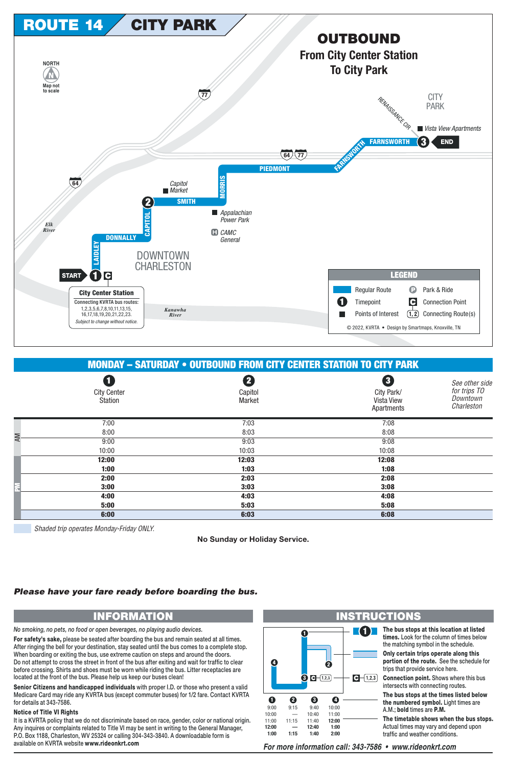# ROUTE 14 CITY PARK

## OUTBOUND

**From City Center Station To City Park**

NORTH — Map not to scale

START ❶ C — City Center Station
Connecting KVKTA bus routes: 1,2,3,5,6,7,8,10,11,13,15, 16,17,18,19,20,21,22,23.
*Subject to change without notice.*

LAIDLEY, DONNALLY, CAPITOL, ❷ SMITH, MORRIS, PIEDMONT, FARNSWORTH, ❸ END

Capitol Market • Appalachian Power Park • CAMC General • Vista View Apartments • CITY PARK • RENAISSANCE CIR • DOWNTOWN CHARLESTON • Elk River • Kanawha River • 64 • 77

**LEGEND**

- Regular Route
- Timepoint
- Points of Interest
- Park & Ride
- Connection Point
- Connecting Route(s)

© 2022, KVRTA • Design by Smartmaps, Knoxville, TN

## MONDAY – SATURDAY • OUTBOUND FROM CITY CENTER STATION TO CITY PARK

| | ❶ City Center Station | ❷ Capitol Market | ❸ City Park/ Vista View Apartments |
|---|---|---|---|
| AM | 7:00 | 7:03 | 7:08 |
| AM | 8:00 | 8:03 | 8:08 |
| AM | 9:00 | 9:03 | 9:08 |
| AM | 10:00 | 10:03 | 10:08 |
| PM | **12:00** | **12:03** | **12:08** |
| PM | **1:00** | **1:03** | **1:08** |
| PM | **2:00** | **2:03** | **2:08** |
| PM | **3:00** | **3:03** | **3:08** |
| PM | **4:00** | **4:03** | **4:08** |
| PM | **5:00** | **5:03** | **5:08** |
| PM | **6:00** | **6:03** | **6:08** |

*See other side for trips TO Downtown Charleston*

*Shaded trip operates Monday-Friday ONLY.*

**No Sunday or Holiday Service.**

***Please have your fare ready before boarding the bus.***

## INFORMATION

*No smoking, no pets, no food or open beverages, no playing audio devices.*

**For safety's sake,** please be seated after boarding the bus and remain seated at all times. After ringing the bell for your destination, stay seated until the bus comes to a complete stop. When boarding or exiting the bus, use extreme caution on steps and around the doors. Do not attempt to cross the street in front of the bus after exiting and wait for traffic to clear before crossing. Shirts and shoes must be worn while riding the bus. Litter receptacles are located at the front of the bus. Please help us keep our buses clean!

**Senior Citizens and handicapped individuals** with proper I.D. or those who present a valid Medicare Card may ride any KVRTA bus (except commuter buses) for 1/2 fare. Contact KVRTA for details at 343-7586.

**Notice of Title VI Rights**

It is a KVRTA policy that we do not discriminate based on race, gender, color or national origin. Any inquires or complaints related to Title VI may be sent in writing to the General Manager, P.O. Box 1188, Charleston, WV 25324 or calling 304-343-3840. A downloadable form is available on KVRTA website **www.rideonkrt.com**

## INSTRUCTIONS

| ❶ | ❷ | ❸ | ❹ |
|---|---|---|---|
| 9:00 | 9:15 | 9:40 | 10:00 |
| 10:00 | — | 10:40 | 11:00 |
| 11:00 | 11:15 | 11:40 | **12:00** |
| **12:00** | — | **12:40** | **1:00** |
| **1:00** | **1:15** | **1:40** | **2:00** |

- **The bus stops at this location at listed times.** Look for the column of times below the matching symbol in the schedule.
- **Only certain trips operate along this portion of the route.** See the schedule for trips that provide service here.
- **Connection point.** Shows where this bus intersects with connecting routes.
- **The bus stops at the times listed below the numbered symbol.** Light times are A.M.; **bold times are P.M.**
- **The timetable shows when the bus stops.** Actual times may vary and depend upon traffic and weather conditions.

***For more information call: 343-7586 • www.rideonkrt.com***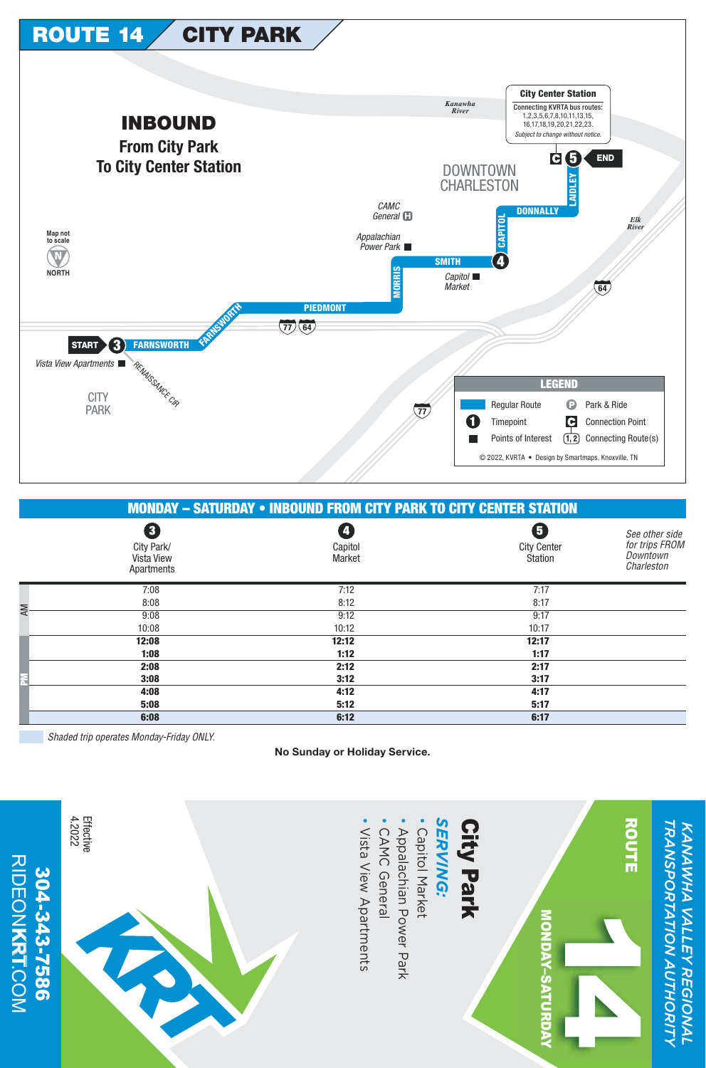# ROUTE 14 CITY PARK

## INBOUND

**From City Park**
**To City Center Station**

City Center Station
Connecting KVRTA bus routes: 1,2,3,5,6,7,8,10,11,13,15, 16,17,18,19,20,21,22,23.
*Subject to change without notice.*

START 3 FARNSWORTH
FARNSWORTH
PIEDMONT
MORRIS
SMITH 4
CAPITOL
DONNALLY
LAIDLEY
C 5 END

Vista View Apartments
RENAISSANCE CIR
CITY PARK
Appalachian Power Park
CAMC General
Capitol Market
DOWNTOWN CHARLESTON
Kanawha River
Elk River
77 64
Map not to scale
NORTH

**LEGEND**
Regular Route
Timepoint
Points of Interest
Park & Ride
Connection Point
Connecting Route(s)

© 2022, KVRTA • Design by Smartmaps, Knoxville, TN

## MONDAY – SATURDAY • INBOUND FROM CITY PARK TO CITY CENTER STATION

| | 3 City Park/ Vista View Apartments | 4 Capitol Market | 5 City Center Station |
|---|---|---|---|
| AM | 7:08 | 7:12 | 7:17 |
| AM | 8:08 | 8:12 | 8:17 |
| AM | 9:08 | 9:12 | 9:17 |
| AM | 10:08 | 10:12 | 10:17 |
| PM | **12:08** | **12:12** | **12:17** |
| PM | **1:08** | **1:12** | **1:17** |
| PM | **2:08** | **2:12** | **2:17** |
| PM | **3:08** | **3:12** | **3:17** |
| PM | **4:08** | **4:12** | **4:17** |
| PM | **5:08** | **5:12** | **5:17** |
| PM | **6:08** | **6:12** | **6:17** |

*See other side for trips FROM Downtown Charleston*

*Shaded trip operates Monday-Friday ONLY.*

**No Sunday or Holiday Service.**

*KANAWHA VALLEY REGIONAL TRANSPORTATION AUTHORITY*

**ROUTE 14**

**MONDAY–SATURDAY**

# City Park

***SERVING:***
- Capitol Market
- Appalachian Power Park
- CAMC General
- Vista View Apartments

Effective 4.2022

KRT

**304-343-7586**
RIDEON**KRT**.COM